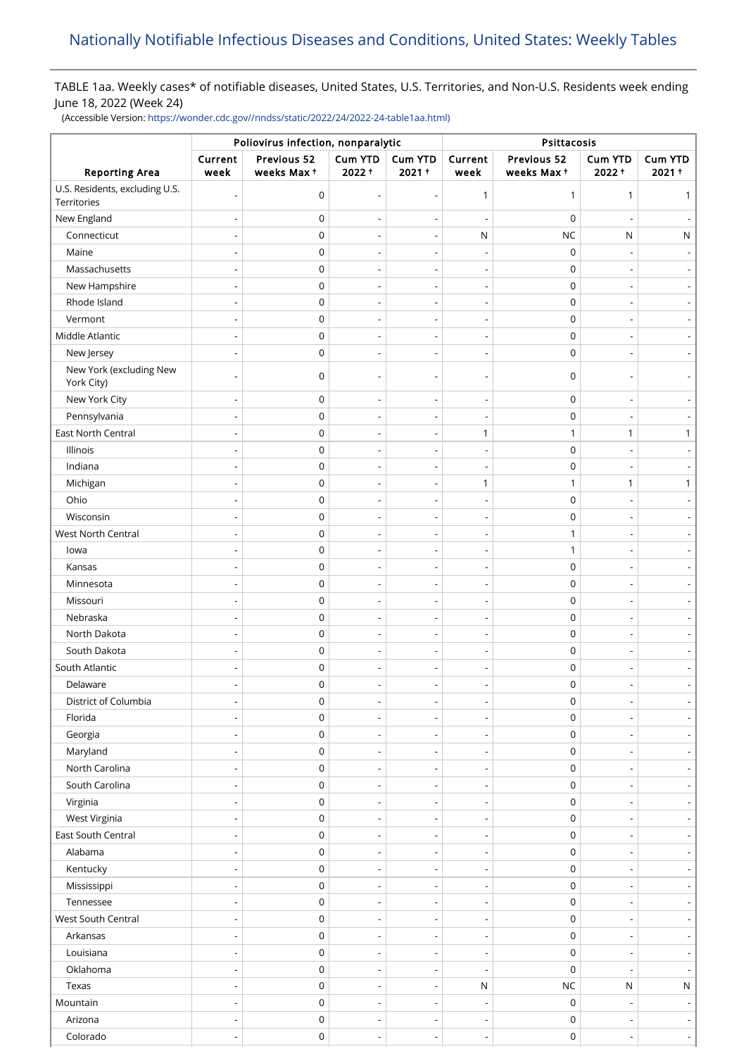# Nationally Notifiable Infectious Diseases and Conditions, United States: Weekly Tables

TABLE 1aa. Weekly cases* of notifiable diseases, United States, U.S. Territories, and Non-U.S. Residents week ending June 18, 2022 (Week 24)

(Accessible Version: https://wonder.cdc.gov//nndss/static/2022/24/2022-24-table1aa.html)

| Reporting Area | Poliovirus infection, nonparalytic | | | | Psittacosis | | | |
|---|---|---|---|---|---|---|---|---|
| | Current week | Previous 52 weeks Max † | Cum YTD 2022 † | Cum YTD 2021 † | Current week | Previous 52 weeks Max † | Cum YTD 2022 † | Cum YTD 2021 † |
| U.S. Residents, excluding U.S. Territories | - | 0 | - | - | 1 | 1 | 1 | 1 |
| New England | - | 0 | - | - | - | 0 | - | - |
| Connecticut | - | 0 | - | - | N | NC | N | N |
| Maine | - | 0 | - | - | - | 0 | - | - |
| Massachusetts | - | 0 | - | - | - | 0 | - | - |
| New Hampshire | - | 0 | - | - | - | 0 | - | - |
| Rhode Island | - | 0 | - | - | - | 0 | - | - |
| Vermont | - | 0 | - | - | - | 0 | - | - |
| Middle Atlantic | - | 0 | - | - | - | 0 | - | - |
| New Jersey | - | 0 | - | - | - | 0 | - | - |
| New York (excluding New York City) | - | 0 | - | - | - | 0 | - | - |
| New York City | - | 0 | - | - | - | 0 | - | - |
| Pennsylvania | - | 0 | - | - | - | 0 | - | - |
| East North Central | - | 0 | - | - | 1 | 1 | 1 | 1 |
| Illinois | - | 0 | - | - | - | 0 | - | - |
| Indiana | - | 0 | - | - | - | 0 | - | - |
| Michigan | - | 0 | - | - | 1 | 1 | 1 | 1 |
| Ohio | - | 0 | - | - | - | 0 | - | - |
| Wisconsin | - | 0 | - | - | - | 0 | - | - |
| West North Central | - | 0 | - | - | - | 1 | - | - |
| Iowa | - | 0 | - | - | - | 1 | - | - |
| Kansas | - | 0 | - | - | - | 0 | - | - |
| Minnesota | - | 0 | - | - | - | 0 | - | - |
| Missouri | - | 0 | - | - | - | 0 | - | - |
| Nebraska | - | 0 | - | - | - | 0 | - | - |
| North Dakota | - | 0 | - | - | - | 0 | - | - |
| South Dakota | - | 0 | - | - | - | 0 | - | - |
| South Atlantic | - | 0 | - | - | - | 0 | - | - |
| Delaware | - | 0 | - | - | - | 0 | - | - |
| District of Columbia | - | 0 | - | - | - | 0 | - | - |
| Florida | - | 0 | - | - | - | 0 | - | - |
| Georgia | - | 0 | - | - | - | 0 | - | - |
| Maryland | - | 0 | - | - | - | 0 | - | - |
| North Carolina | - | 0 | - | - | - | 0 | - | - |
| South Carolina | - | 0 | - | - | - | 0 | - | - |
| Virginia | - | 0 | - | - | - | 0 | - | - |
| West Virginia | - | 0 | - | - | - | 0 | - | - |
| East South Central | - | 0 | - | - | - | 0 | - | - |
| Alabama | - | 0 | - | - | - | 0 | - | - |
| Kentucky | - | 0 | - | - | - | 0 | - | - |
| Mississippi | - | 0 | - | - | - | 0 | - | - |
| Tennessee | - | 0 | - | - | - | 0 | - | - |
| West South Central | - | 0 | - | - | - | 0 | - | - |
| Arkansas | - | 0 | - | - | - | 0 | - | - |
| Louisiana | - | 0 | - | - | - | 0 | - | - |
| Oklahoma | - | 0 | - | - | - | 0 | - | - |
| Texas | - | 0 | - | - | N | NC | N | N |
| Mountain | - | 0 | - | - | - | 0 | - | - |
| Arizona | - | 0 | - | - | - | 0 | - | - |
| Colorado | - | 0 | - | - | - | 0 | - | - |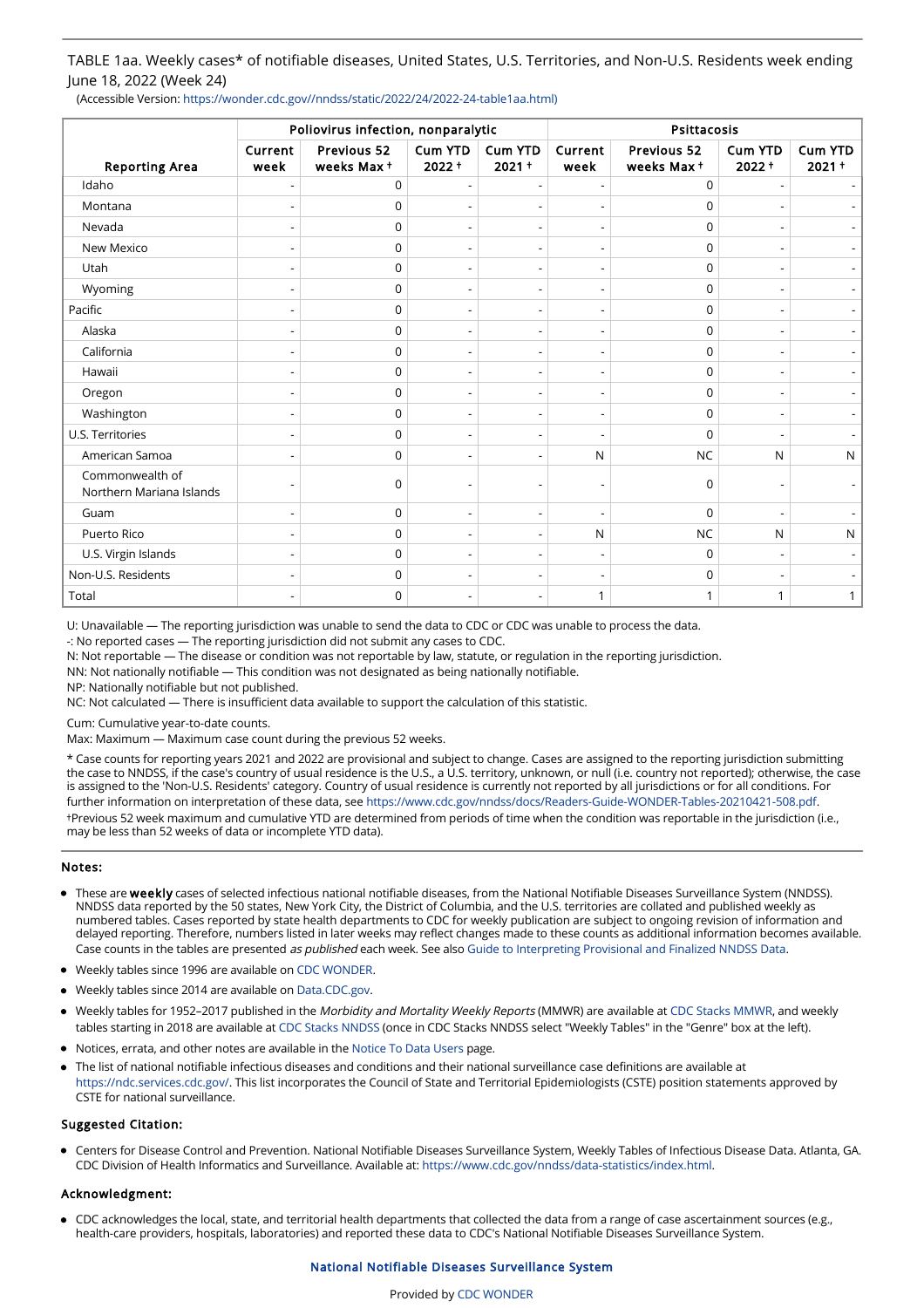TABLE 1aa. Weekly cases* of notifiable diseases, United States, U.S. Territories, and Non-U.S. Residents week ending June 18, 2022 (Week 24)

(Accessible Version: https://wonder.cdc.gov//nndss/static/2022/24/2022-24-table1aa.html)

| | Poliovirus infection, nonparalytic | | | | Psittacosis | | | |
|---|---|---|---|---|---|---|---|---|
| Reporting Area | Current week | Previous 52 weeks Max † | Cum YTD 2022 † | Cum YTD 2021 † | Current week | Previous 52 weeks Max † | Cum YTD 2022 † | Cum YTD 2021 † |
| Idaho | - | 0 | - | - | - | 0 | - | - |
| Montana | - | 0 | - | - | - | 0 | - | - |
| Nevada | - | 0 | - | - | - | 0 | - | - |
| New Mexico | - | 0 | - | - | - | 0 | - | - |
| Utah | - | 0 | - | - | - | 0 | - | - |
| Wyoming | - | 0 | - | - | - | 0 | - | - |
| Pacific | - | 0 | - | - | - | 0 | - | - |
| Alaska | - | 0 | - | - | - | 0 | - | - |
| California | - | 0 | - | - | - | 0 | - | - |
| Hawaii | - | 0 | - | - | - | 0 | - | - |
| Oregon | - | 0 | - | - | - | 0 | - | - |
| Washington | - | 0 | - | - | - | 0 | - | - |
| U.S. Territories | - | 0 | - | - | - | 0 | - | - |
| American Samoa | - | 0 | - | - | N | NC | N | N |
| Commonwealth of Northern Mariana Islands | - | 0 | - | - | - | 0 | - | - |
| Guam | - | 0 | - | - | - | 0 | - | - |
| Puerto Rico | - | 0 | - | - | N | NC | N | N |
| U.S. Virgin Islands | - | 0 | - | - | - | 0 | - | - |
| Non-U.S. Residents | - | 0 | - | - | - | 0 | - | - |
| Total | - | 0 | - | - | 1 | 1 | 1 | 1 |

U: Unavailable — The reporting jurisdiction was unable to send the data to CDC or CDC was unable to process the data.
-: No reported cases — The reporting jurisdiction did not submit any cases to CDC.
N: Not reportable — The disease or condition was not reportable by law, statute, or regulation in the reporting jurisdiction.
NN: Not nationally notifiable — This condition was not designated as being nationally notifiable.
NP: Nationally notifiable but not published.
NC: Not calculated — There is insufficient data available to support the calculation of this statistic.

Cum: Cumulative year-to-date counts.
Max: Maximum — Maximum case count during the previous 52 weeks.

* Case counts for reporting years 2021 and 2022 are provisional and subject to change. Cases are assigned to the reporting jurisdiction submitting the case to NNDSS, if the case's country of usual residence is the U.S., a U.S. territory, unknown, or null (i.e. country not reported); otherwise, the case is assigned to the 'Non-U.S. Residents' category. Country of usual residence is currently not reported by all jurisdictions or for all conditions. For further information on interpretation of these data, see https://www.cdc.gov/nndss/docs/Readers-Guide-WONDER-Tables-20210421-508.pdf.
†Previous 52 week maximum and cumulative YTD are determined from periods of time when the condition was reportable in the jurisdiction (i.e., may be less than 52 weeks of data or incomplete YTD data).

### Notes:

- These are **weekly** cases of selected infectious national notifiable diseases, from the National Notifiable Diseases Surveillance System (NNDSS). NNDSS data reported by the 50 states, New York City, the District of Columbia, and the U.S. territories are collated and published weekly as numbered tables. Cases reported by state health departments to CDC for weekly publication are subject to ongoing revision of information and delayed reporting. Therefore, numbers listed in later weeks may reflect changes made to these counts as additional information becomes available. Case counts in the tables are presented *as published* each week. See also Guide to Interpreting Provisional and Finalized NNDSS Data.
- Weekly tables since 1996 are available on CDC WONDER.
- Weekly tables since 2014 are available on Data.CDC.gov.
- Weekly tables for 1952–2017 published in the *Morbidity and Mortality Weekly Reports* (MMWR) are available at CDC Stacks MMWR, and weekly tables starting in 2018 are available at CDC Stacks NNDSS (once in CDC Stacks NNDSS select "Weekly Tables" in the "Genre" box at the left).
- Notices, errata, and other notes are available in the Notice To Data Users page.
- The list of national notifiable infectious diseases and conditions and their national surveillance case definitions are available at https://ndc.services.cdc.gov/. This list incorporates the Council of State and Territorial Epidemiologists (CSTE) position statements approved by CSTE for national surveillance.

### Suggested Citation:

- Centers for Disease Control and Prevention. National Notifiable Diseases Surveillance System, Weekly Tables of Infectious Disease Data. Atlanta, GA. CDC Division of Health Informatics and Surveillance. Available at: https://www.cdc.gov/nndss/data-statistics/index.html.

### Acknowledgment:

- CDC acknowledges the local, state, and territorial health departments that collected the data from a range of case ascertainment sources (e.g., health-care providers, hospitals, laboratories) and reported these data to CDC's National Notifiable Diseases Surveillance System.

**National Notifiable Diseases Surveillance System**

Provided by CDC WONDER